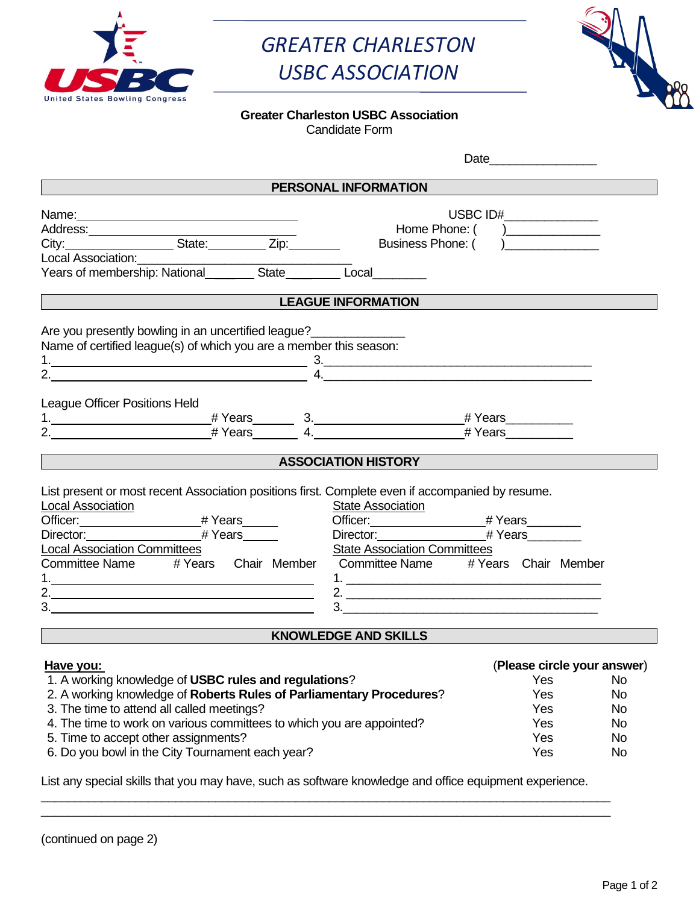# GREATER CHARLESTON USBC ASSOCIATION

**Greater Charleston USBC Association**
Candidate Form

Date________________

## PERSONAL INFORMATION

Name:_________________________________ USBC ID#______________

Address:_______________________________ Home Phone: ( )______________

City:________________ State:_________ Zip:________ Business Phone: ( )______________

Local Association:______________________________

Years of membership: National________ State_________ Local________

## LEAGUE INFORMATION

Are you presently bowling in an uncertified league?______________

Name of certified league(s) of which you are a member this season:

1.______________________________________ 3.________________________________________

2.______________________________________ 4.________________________________________

League Officer Positions Held

1.________________________# Years______ 3.______________________# Years__________

2.________________________# Years______ 4.______________________# Years__________

## ASSOCIATION HISTORY

List present or most recent Association positions first. Complete even if accompanied by resume.

Local Association

Officer:___________________# Years_____

Director:__________________# Years_____

Local Association Committees

| Committee Name | # Years | Chair | Member |
| --- | --- | --- | --- |
| 1. | | | |
| 2. | | | |
| 3. | | | |

State Association

Officer:___________________# Years________

Director:__________________# Years________

State Association Committees

| Committee Name | # Years | Chair | Member |
| --- | --- | --- | --- |
| 1. | | | |
| 2. | | | |
| 3. | | | |

## KNOWLEDGE AND SKILLS

| **Have you:** | (**Please circle your answer**) | |
| --- | --- | --- |
| 1. A working knowledge of **USBC rules and regulations**? | Yes | No |
| 2. A working knowledge of **Roberts Rules of Parliamentary Procedures**? | Yes | No |
| 3. The time to attend all called meetings? | Yes | No |
| 4. The time to work on various committees to which you are appointed? | Yes | No |
| 5. Time to accept other assignments? | Yes | No |
| 6. Do you bowl in the City Tournament each year? | Yes | No |

List any special skills that you may have, such as software knowledge and office equipment experience.

______________________________________________________________________________

______________________________________________________________________________

(continued on page 2)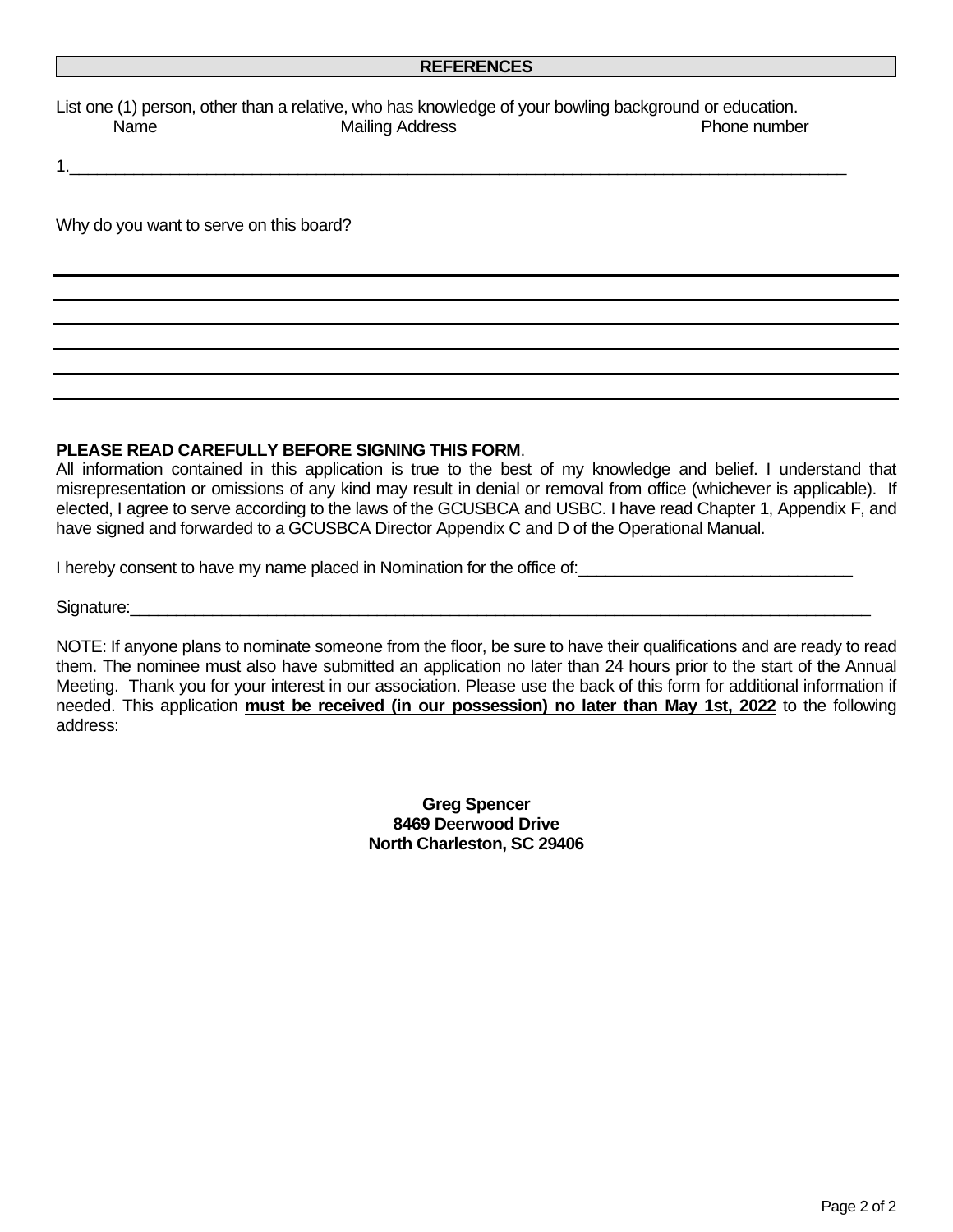## REFERENCES

List one (1) person, other than a relative, who has knowledge of your bowling background or education.

Name                    Mailing Address                    Phone number

1.\_\_\_\_\_\_\_\_\_\_\_\_\_\_\_\_\_\_\_\_\_\_\_\_\_\_\_\_\_\_\_\_\_\_\_\_\_\_\_\_\_\_\_\_\_\_\_\_\_\_\_\_\_\_\_\_\_\_\_\_\_\_\_\_\_\_\_\_\_\_\_\_\_\_\_\_\_\_\_\_\_\_

Why do you want to serve on this board?

\_\_\_\_\_\_\_\_\_\_\_\_\_\_\_\_\_\_\_\_\_\_\_\_\_\_\_\_\_\_\_\_\_\_\_\_\_\_\_\_\_\_\_\_\_\_\_\_\_\_\_\_\_\_\_\_\_\_\_\_\_\_\_\_\_\_\_\_\_\_\_\_\_\_\_\_\_\_\_\_\_\_

\_\_\_\_\_\_\_\_\_\_\_\_\_\_\_\_\_\_\_\_\_\_\_\_\_\_\_\_\_\_\_\_\_\_\_\_\_\_\_\_\_\_\_\_\_\_\_\_\_\_\_\_\_\_\_\_\_\_\_\_\_\_\_\_\_\_\_\_\_\_\_\_\_\_\_\_\_\_\_\_\_\_

\_\_\_\_\_\_\_\_\_\_\_\_\_\_\_\_\_\_\_\_\_\_\_\_\_\_\_\_\_\_\_\_\_\_\_\_\_\_\_\_\_\_\_\_\_\_\_\_\_\_\_\_\_\_\_\_\_\_\_\_\_\_\_\_\_\_\_\_\_\_\_\_\_\_\_\_\_\_\_\_\_\_

\_\_\_\_\_\_\_\_\_\_\_\_\_\_\_\_\_\_\_\_\_\_\_\_\_\_\_\_\_\_\_\_\_\_\_\_\_\_\_\_\_\_\_\_\_\_\_\_\_\_\_\_\_\_\_\_\_\_\_\_\_\_\_\_\_\_\_\_\_\_\_\_\_\_\_\_\_\_\_\_\_\_

\_\_\_\_\_\_\_\_\_\_\_\_\_\_\_\_\_\_\_\_\_\_\_\_\_\_\_\_\_\_\_\_\_\_\_\_\_\_\_\_\_\_\_\_\_\_\_\_\_\_\_\_\_\_\_\_\_\_\_\_\_\_\_\_\_\_\_\_\_\_\_\_\_\_\_\_\_\_\_\_\_\_

\_\_\_\_\_\_\_\_\_\_\_\_\_\_\_\_\_\_\_\_\_\_\_\_\_\_\_\_\_\_\_\_\_\_\_\_\_\_\_\_\_\_\_\_\_\_\_\_\_\_\_\_\_\_\_\_\_\_\_\_\_\_\_\_\_\_\_\_\_\_\_\_\_\_\_\_\_\_\_\_\_\_

**PLEASE READ CAREFULLY BEFORE SIGNING THIS FORM**.

All information contained in this application is true to the best of my knowledge and belief. I understand that misrepresentation or omissions of any kind may result in denial or removal from office (whichever is applicable). If elected, I agree to serve according to the laws of the GCUSBCA and USBC. I have read Chapter 1, Appendix F, and have signed and forwarded to a GCUSBCA Director Appendix C and D of the Operational Manual.

I hereby consent to have my name placed in Nomination for the office of:\_\_\_\_\_\_\_\_\_\_\_\_\_\_\_\_\_\_\_\_\_\_\_\_\_\_\_\_\_\_

Signature:\_\_\_\_\_\_\_\_\_\_\_\_\_\_\_\_\_\_\_\_\_\_\_\_\_\_\_\_\_\_\_\_\_\_\_\_\_\_\_\_\_\_\_\_\_\_\_\_\_\_\_\_\_\_\_\_\_\_\_\_\_\_\_\_\_\_\_\_\_\_\_\_\_\_\_\_\_\_

NOTE: If anyone plans to nominate someone from the floor, be sure to have their qualifications and are ready to read them. The nominee must also have submitted an application no later than 24 hours prior to the start of the Annual Meeting. Thank you for your interest in our association. Please use the back of this form for additional information if needed. This application **must be received (in our possession) no later than May 1st, 2022** to the following address:

**Greg Spencer**
**8469 Deerwood Drive**
**North Charleston, SC 29406**